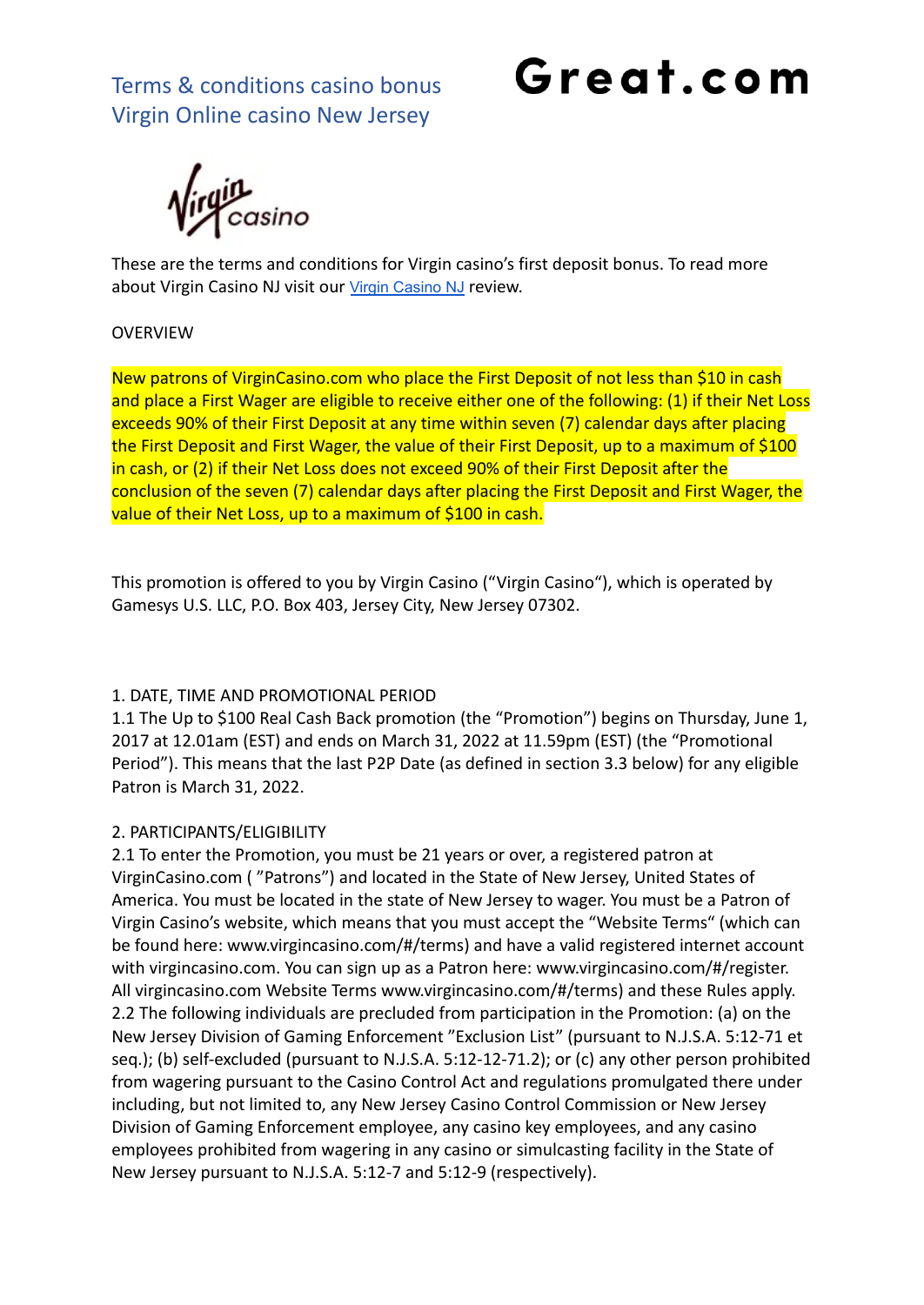# Terms & conditions casino bonus Virgin Online casino New Jersey

**Great.com**

Virgin casino

These are the terms and conditions for Virgin casino's first deposit bonus. To read more about Virgin Casino NJ visit our Virgin Casino NJ review.

OVERVIEW

New patrons of VirginCasino.com who place the First Deposit of not less than $10 in cash and place a First Wager are eligible to receive either one of the following: (1) if their Net Loss exceeds 90% of their First Deposit at any time within seven (7) calendar days after placing the First Deposit and First Wager, the value of their First Deposit, up to a maximum of $100 in cash, or (2) if their Net Loss does not exceed 90% of their First Deposit after the conclusion of the seven (7) calendar days after placing the First Deposit and First Wager, the value of their Net Loss, up to a maximum of $100 in cash.

This promotion is offered to you by Virgin Casino ("Virgin Casino"), which is operated by Gamesys U.S. LLC, P.O. Box 403, Jersey City, New Jersey 07302.

1. DATE, TIME AND PROMOTIONAL PERIOD

1.1 The Up to $100 Real Cash Back promotion (the "Promotion") begins on Thursday, June 1, 2017 at 12.01am (EST) and ends on March 31, 2022 at 11.59pm (EST) (the "Promotional Period"). This means that the last P2P Date (as defined in section 3.3 below) for any eligible Patron is March 31, 2022.

2. PARTICIPANTS/ELIGIBILITY

2.1 To enter the Promotion, you must be 21 years or over, a registered patron at VirginCasino.com ( "Patrons") and located in the State of New Jersey, United States of America. You must be located in the state of New Jersey to wager. You must be a Patron of Virgin Casino's website, which means that you must accept the "Website Terms" (which can be found here: www.virgincasino.com/#/terms) and have a valid registered internet account with virgincasino.com. You can sign up as a Patron here: www.virgincasino.com/#/register. All virgincasino.com Website Terms www.virgincasino.com/#/terms) and these Rules apply.

2.2 The following individuals are precluded from participation in the Promotion: (a) on the New Jersey Division of Gaming Enforcement "Exclusion List" (pursuant to N.J.S.A. 5:12-71 et seq.); (b) self-excluded (pursuant to N.J.S.A. 5:12-12-71.2); or (c) any other person prohibited from wagering pursuant to the Casino Control Act and regulations promulgated there under including, but not limited to, any New Jersey Casino Control Commission or New Jersey Division of Gaming Enforcement employee, any casino key employees, and any casino employees prohibited from wagering in any casino or simulcasting facility in the State of New Jersey pursuant to N.J.S.A. 5:12-7 and 5:12-9 (respectively).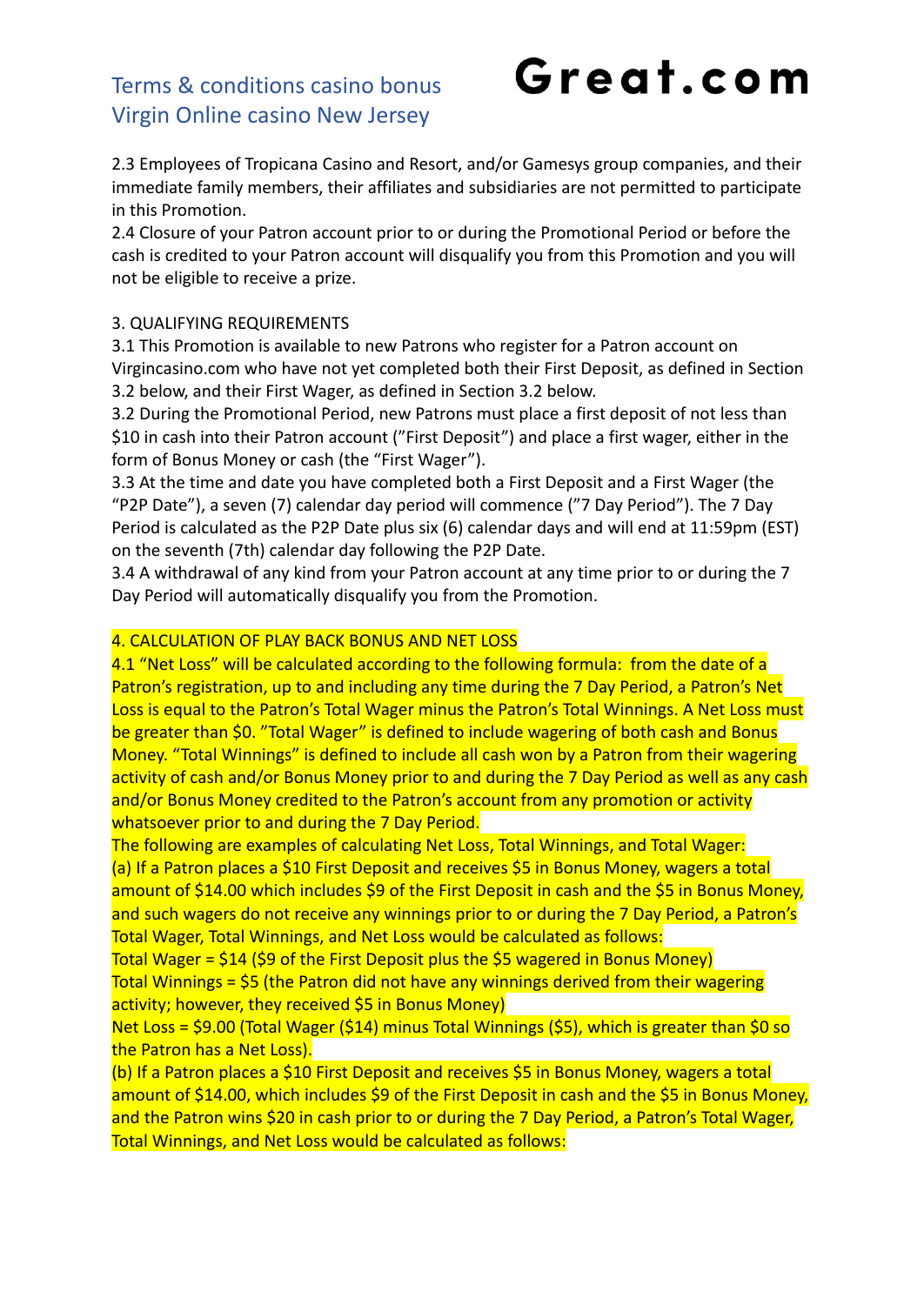2.3 Employees of Tropicana Casino and Resort, and/or Gamesys group companies, and their immediate family members, their affiliates and subsidiaries are not permitted to participate in this Promotion.
2.4 Closure of your Patron account prior to or during the Promotional Period or before the cash is credited to your Patron account will disqualify you from this Promotion and you will not be eligible to receive a prize.

3. QUALIFYING REQUIREMENTS
3.1 This Promotion is available to new Patrons who register for a Patron account on Virgincasino.com who have not yet completed both their First Deposit, as defined in Section 3.2 below, and their First Wager, as defined in Section 3.2 below.
3.2 During the Promotional Period, new Patrons must place a first deposit of not less than $10 in cash into their Patron account (”First Deposit”) and place a first wager, either in the form of Bonus Money or cash (the “First Wager”).
3.3 At the time and date you have completed both a First Deposit and a First Wager (the “P2P Date”), a seven (7) calendar day period will commence (”7 Day Period”). The 7 Day Period is calculated as the P2P Date plus six (6) calendar days and will end at 11:59pm (EST) on the seventh (7th) calendar day following the P2P Date.
3.4 A withdrawal of any kind from your Patron account at any time prior to or during the 7 Day Period will automatically disqualify you from the Promotion.

4. CALCULATION OF PLAY BACK BONUS AND NET LOSS
4.1 “Net Loss” will be calculated according to the following formula: from the date of a Patron’s registration, up to and including any time during the 7 Day Period, a Patron’s Net Loss is equal to the Patron’s Total Wager minus the Patron’s Total Winnings. A Net Loss must be greater than $0. ”Total Wager” is defined to include wagering of both cash and Bonus Money. “Total Winnings” is defined to include all cash won by a Patron from their wagering activity of cash and/or Bonus Money prior to and during the 7 Day Period as well as any cash and/or Bonus Money credited to the Patron’s account from any promotion or activity whatsoever prior to and during the 7 Day Period.
The following are examples of calculating Net Loss, Total Winnings, and Total Wager:
(a) If a Patron places a $10 First Deposit and receives $5 in Bonus Money, wagers a total amount of $14.00 which includes $9 of the First Deposit in cash and the $5 in Bonus Money, and such wagers do not receive any winnings prior to or during the 7 Day Period, a Patron’s Total Wager, Total Winnings, and Net Loss would be calculated as follows:
Total Wager = $14 ($9 of the First Deposit plus the $5 wagered in Bonus Money)
Total Winnings = $5 (the Patron did not have any winnings derived from their wagering activity; however, they received $5 in Bonus Money)
Net Loss = $9.00 (Total Wager ($14) minus Total Winnings ($5), which is greater than $0 so the Patron has a Net Loss).
(b) If a Patron places a $10 First Deposit and receives $5 in Bonus Money, wagers a total amount of $14.00, which includes $9 of the First Deposit in cash and the $5 in Bonus Money, and the Patron wins $20 in cash prior to or during the 7 Day Period, a Patron’s Total Wager, Total Winnings, and Net Loss would be calculated as follows: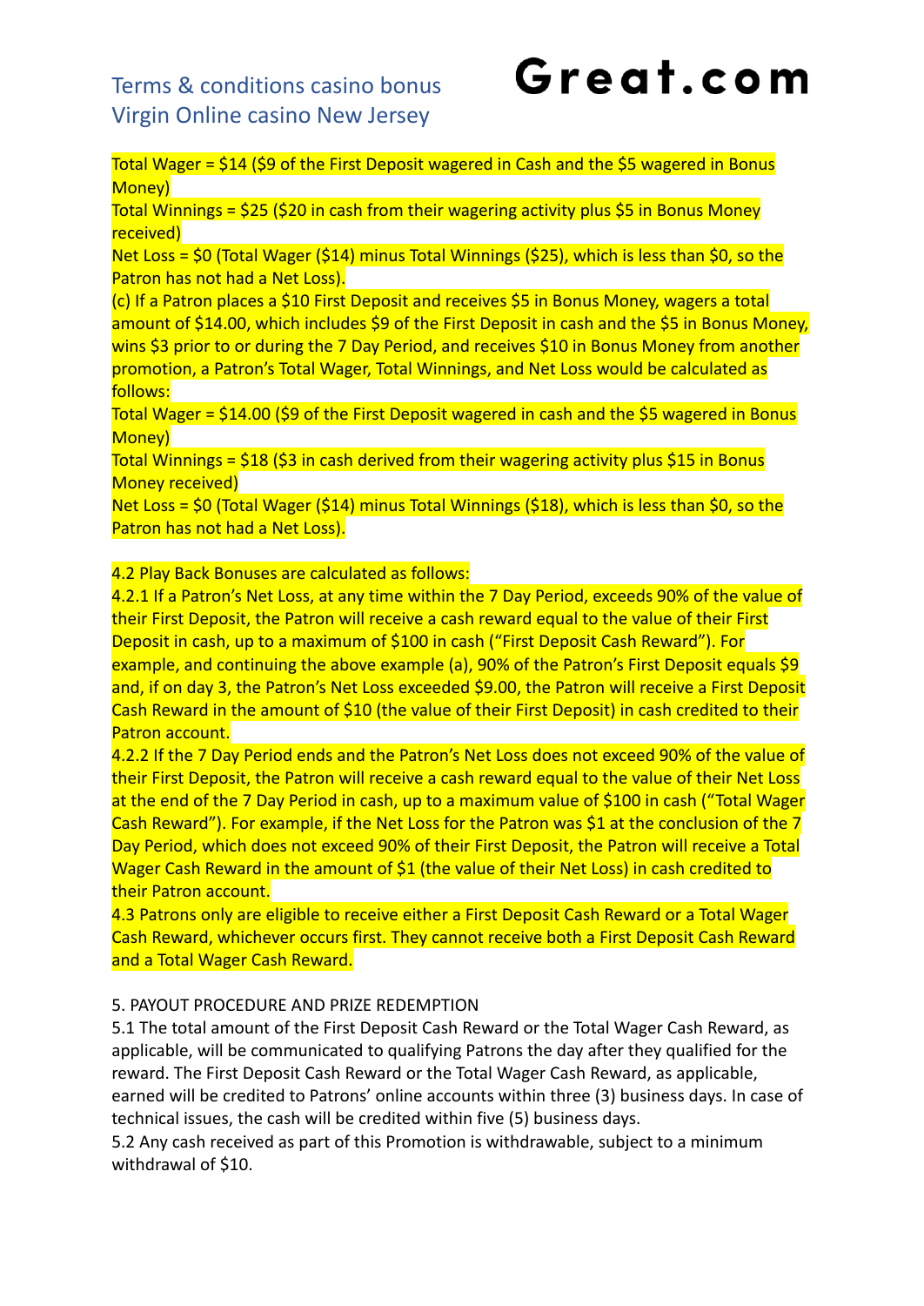Total Wager = $14 ($9 of the First Deposit wagered in Cash and the $5 wagered in Bonus Money)
Total Winnings = $25 ($20 in cash from their wagering activity plus $5 in Bonus Money received)
Net Loss = $0 (Total Wager ($14) minus Total Winnings ($25), which is less than $0, so the Patron has not had a Net Loss).

(c) If a Patron places a $10 First Deposit and receives $5 in Bonus Money, wagers a total amount of $14.00, which includes $9 of the First Deposit in cash and the $5 in Bonus Money, wins $3 prior to or during the 7 Day Period, and receives $10 in Bonus Money from another promotion, a Patron's Total Wager, Total Winnings, and Net Loss would be calculated as follows:
Total Wager = $14.00 ($9 of the First Deposit wagered in cash and the $5 wagered in Bonus Money)
Total Winnings = $18 ($3 in cash derived from their wagering activity plus $15 in Bonus Money received)
Net Loss = $0 (Total Wager ($14) minus Total Winnings ($18), which is less than $0, so the Patron has not had a Net Loss).

4.2 Play Back Bonuses are calculated as follows:
4.2.1 If a Patron's Net Loss, at any time within the 7 Day Period, exceeds 90% of the value of their First Deposit, the Patron will receive a cash reward equal to the value of their First Deposit in cash, up to a maximum of $100 in cash ("First Deposit Cash Reward"). For example, and continuing the above example (a), 90% of the Patron's First Deposit equals $9 and, if on day 3, the Patron's Net Loss exceeded $9.00, the Patron will receive a First Deposit Cash Reward in the amount of $10 (the value of their First Deposit) in cash credited to their Patron account.
4.2.2 If the 7 Day Period ends and the Patron's Net Loss does not exceed 90% of the value of their First Deposit, the Patron will receive a cash reward equal to the value of their Net Loss at the end of the 7 Day Period in cash, up to a maximum value of $100 in cash ("Total Wager Cash Reward"). For example, if the Net Loss for the Patron was $1 at the conclusion of the 7 Day Period, which does not exceed 90% of their First Deposit, the Patron will receive a Total Wager Cash Reward in the amount of $1 (the value of their Net Loss) in cash credited to their Patron account.
4.3 Patrons only are eligible to receive either a First Deposit Cash Reward or a Total Wager Cash Reward, whichever occurs first. They cannot receive both a First Deposit Cash Reward and a Total Wager Cash Reward.

5. PAYOUT PROCEDURE AND PRIZE REDEMPTION
5.1 The total amount of the First Deposit Cash Reward or the Total Wager Cash Reward, as applicable, will be communicated to qualifying Patrons the day after they qualified for the reward. The First Deposit Cash Reward or the Total Wager Cash Reward, as applicable, earned will be credited to Patrons' online accounts within three (3) business days. In case of technical issues, the cash will be credited within five (5) business days.
5.2 Any cash received as part of this Promotion is withdrawable, subject to a minimum withdrawal of $10.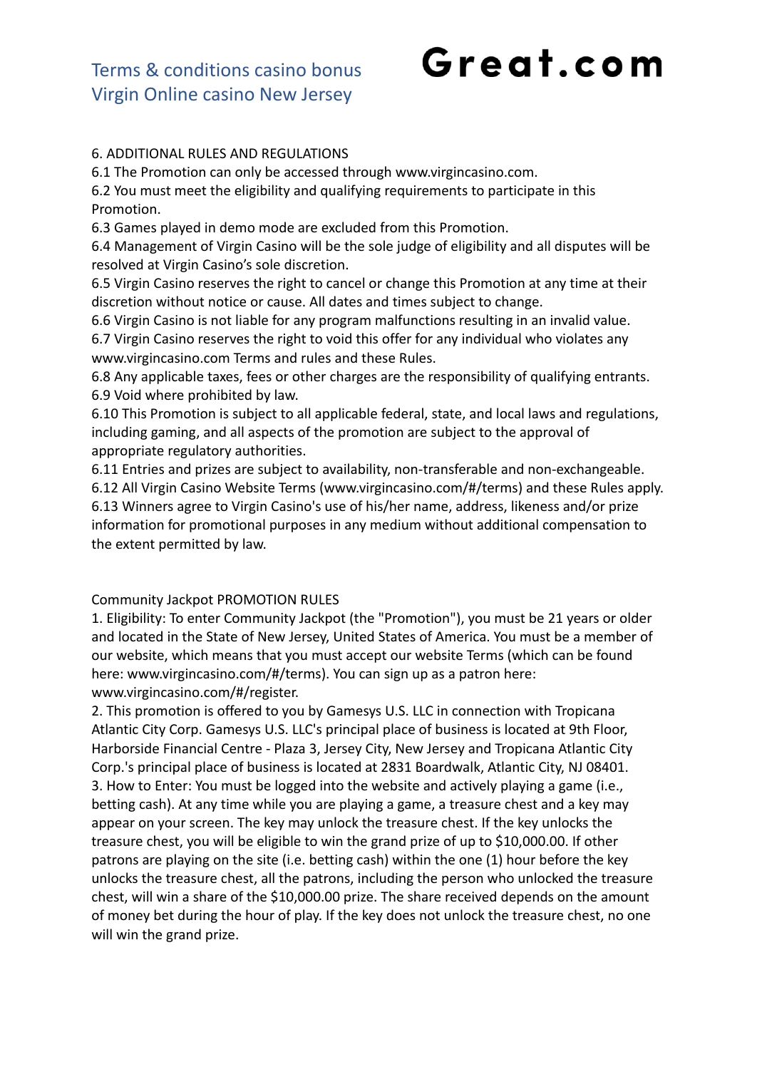6. ADDITIONAL RULES AND REGULATIONS

6.1 The Promotion can only be accessed through www.virgincasino.com.

6.2 You must meet the eligibility and qualifying requirements to participate in this Promotion.

6.3 Games played in demo mode are excluded from this Promotion.

6.4 Management of Virgin Casino will be the sole judge of eligibility and all disputes will be resolved at Virgin Casino's sole discretion.

6.5 Virgin Casino reserves the right to cancel or change this Promotion at any time at their discretion without notice or cause. All dates and times subject to change.

6.6 Virgin Casino is not liable for any program malfunctions resulting in an invalid value.

6.7 Virgin Casino reserves the right to void this offer for any individual who violates any www.virgincasino.com Terms and rules and these Rules.

6.8 Any applicable taxes, fees or other charges are the responsibility of qualifying entrants.

6.9 Void where prohibited by law.

6.10 This Promotion is subject to all applicable federal, state, and local laws and regulations, including gaming, and all aspects of the promotion are subject to the approval of appropriate regulatory authorities.

6.11 Entries and prizes are subject to availability, non-transferable and non-exchangeable.

6.12 All Virgin Casino Website Terms (www.virgincasino.com/#/terms) and these Rules apply.

6.13 Winners agree to Virgin Casino's use of his/her name, address, likeness and/or prize information for promotional purposes in any medium without additional compensation to the extent permitted by law.

Community Jackpot PROMOTION RULES

1. Eligibility: To enter Community Jackpot (the "Promotion"), you must be 21 years or older and located in the State of New Jersey, United States of America. You must be a member of our website, which means that you must accept our website Terms (which can be found here: www.virgincasino.com/#/terms). You can sign up as a patron here: www.virgincasino.com/#/register.

2. This promotion is offered to you by Gamesys U.S. LLC in connection with Tropicana Atlantic City Corp. Gamesys U.S. LLC's principal place of business is located at 9th Floor, Harborside Financial Centre - Plaza 3, Jersey City, New Jersey and Tropicana Atlantic City Corp.'s principal place of business is located at 2831 Boardwalk, Atlantic City, NJ 08401.

3. How to Enter: You must be logged into the website and actively playing a game (i.e., betting cash). At any time while you are playing a game, a treasure chest and a key may appear on your screen. The key may unlock the treasure chest. If the key unlocks the treasure chest, you will be eligible to win the grand prize of up to $10,000.00. If other patrons are playing on the site (i.e. betting cash) within the one (1) hour before the key unlocks the treasure chest, all the patrons, including the person who unlocked the treasure chest, will win a share of the $10,000.00 prize. The share received depends on the amount of money bet during the hour of play. If the key does not unlock the treasure chest, no one will win the grand prize.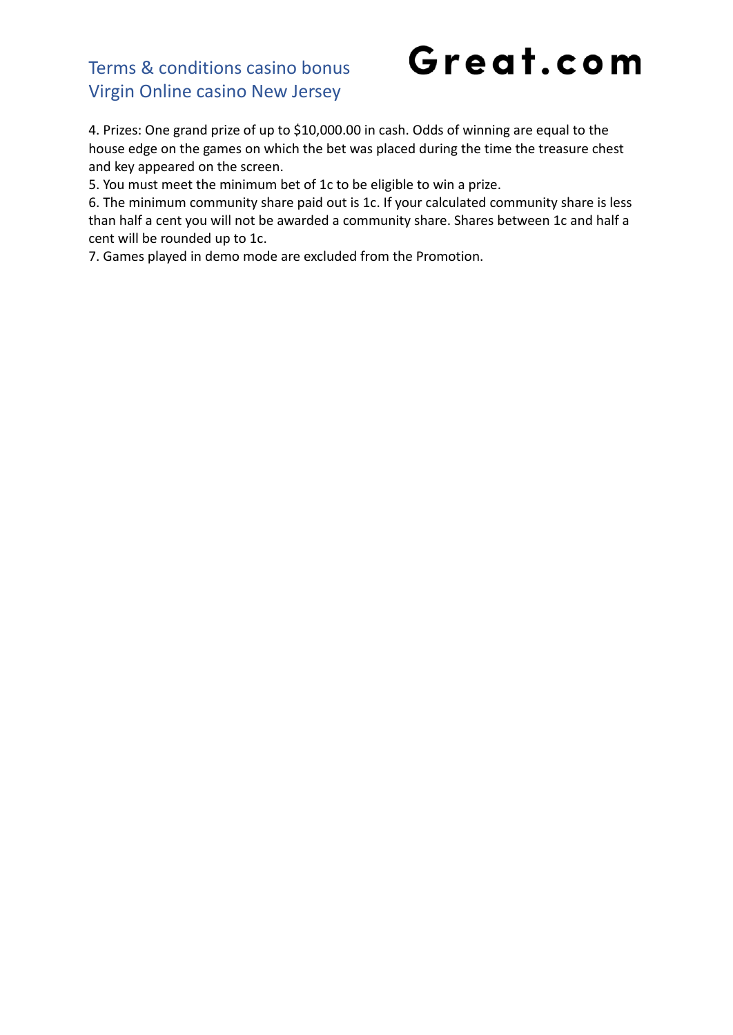4. Prizes: One grand prize of up to $10,000.00 in cash. Odds of winning are equal to the house edge on the games on which the bet was placed during the time the treasure chest and key appeared on the screen.
5. You must meet the minimum bet of 1c to be eligible to win a prize.
6. The minimum community share paid out is 1c. If your calculated community share is less than half a cent you will not be awarded a community share. Shares between 1c and half a cent will be rounded up to 1c.
7. Games played in demo mode are excluded from the Promotion.